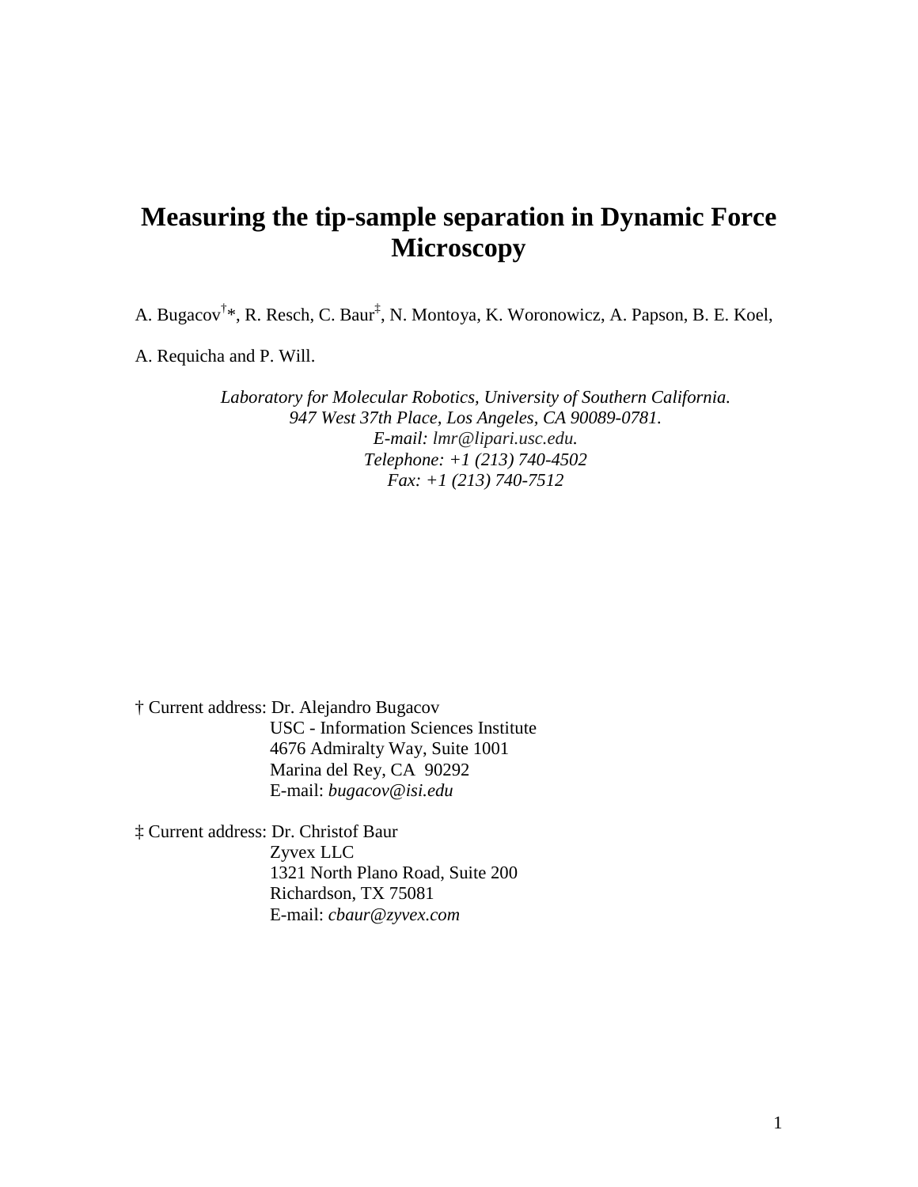# Measuring the tip-sample separation in Dynamic Force Microscopy

A. Bugacov[†]*, R. Resch, C. Baur[‡], N. Montoya, K. Woronowicz, A. Papson, B. E. Koel, A. Requicha and P. Will.

*Laboratory for Molecular Robotics, University of Southern California.*
*947 West 37th Place, Los Angeles, CA 90089-0781.*
*E-mail: lmr@lipari.usc.edu.*
*Telephone: +1 (213) 740-4502*
*Fax: +1 (213) 740-7512*

† Current address: Dr. Alejandro Bugacov
USC - Information Sciences Institute
4676 Admiralty Way, Suite 1001
Marina del Rey, CA 90292
E-mail: *bugacov@isi.edu*

‡ Current address: Dr. Christof Baur
Zyvex LLC
1321 North Plano Road, Suite 200
Richardson, TX 75081
E-mail: *cbaur@zyvex.com*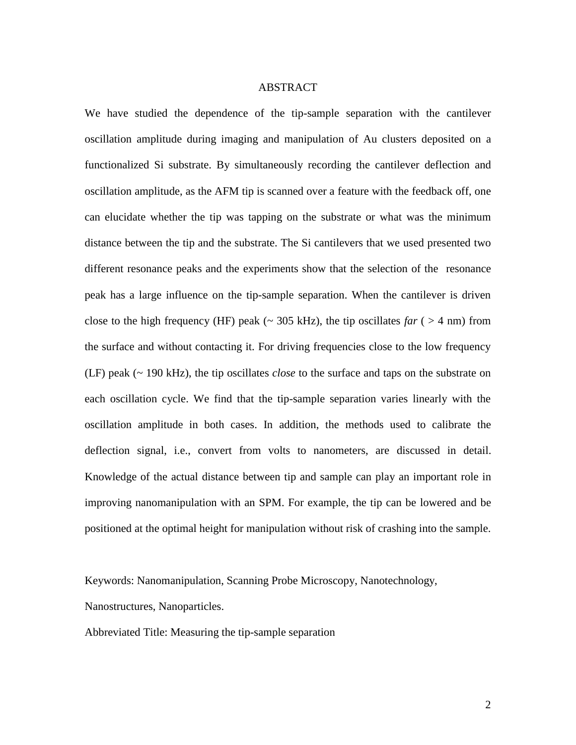## ABSTRACT

We have studied the dependence of the tip-sample separation with the cantilever oscillation amplitude during imaging and manipulation of Au clusters deposited on a functionalized Si substrate. By simultaneously recording the cantilever deflection and oscillation amplitude, as the AFM tip is scanned over a feature with the feedback off, one can elucidate whether the tip was tapping on the substrate or what was the minimum distance between the tip and the substrate. The Si cantilevers that we used presented two different resonance peaks and the experiments show that the selection of the resonance peak has a large influence on the tip-sample separation. When the cantilever is driven close to the high frequency (HF) peak (~ 305 kHz), the tip oscillates *far* ( > 4 nm) from the surface and without contacting it. For driving frequencies close to the low frequency (LF) peak (~ 190 kHz), the tip oscillates *close* to the surface and taps on the substrate on each oscillation cycle. We find that the tip-sample separation varies linearly with the oscillation amplitude in both cases. In addition, the methods used to calibrate the deflection signal, i.e., convert from volts to nanometers, are discussed in detail. Knowledge of the actual distance between tip and sample can play an important role in improving nanomanipulation with an SPM. For example, the tip can be lowered and be positioned at the optimal height for manipulation without risk of crashing into the sample.

Keywords: Nanomanipulation, Scanning Probe Microscopy, Nanotechnology, Nanostructures, Nanoparticles.

Abbreviated Title: Measuring the tip-sample separation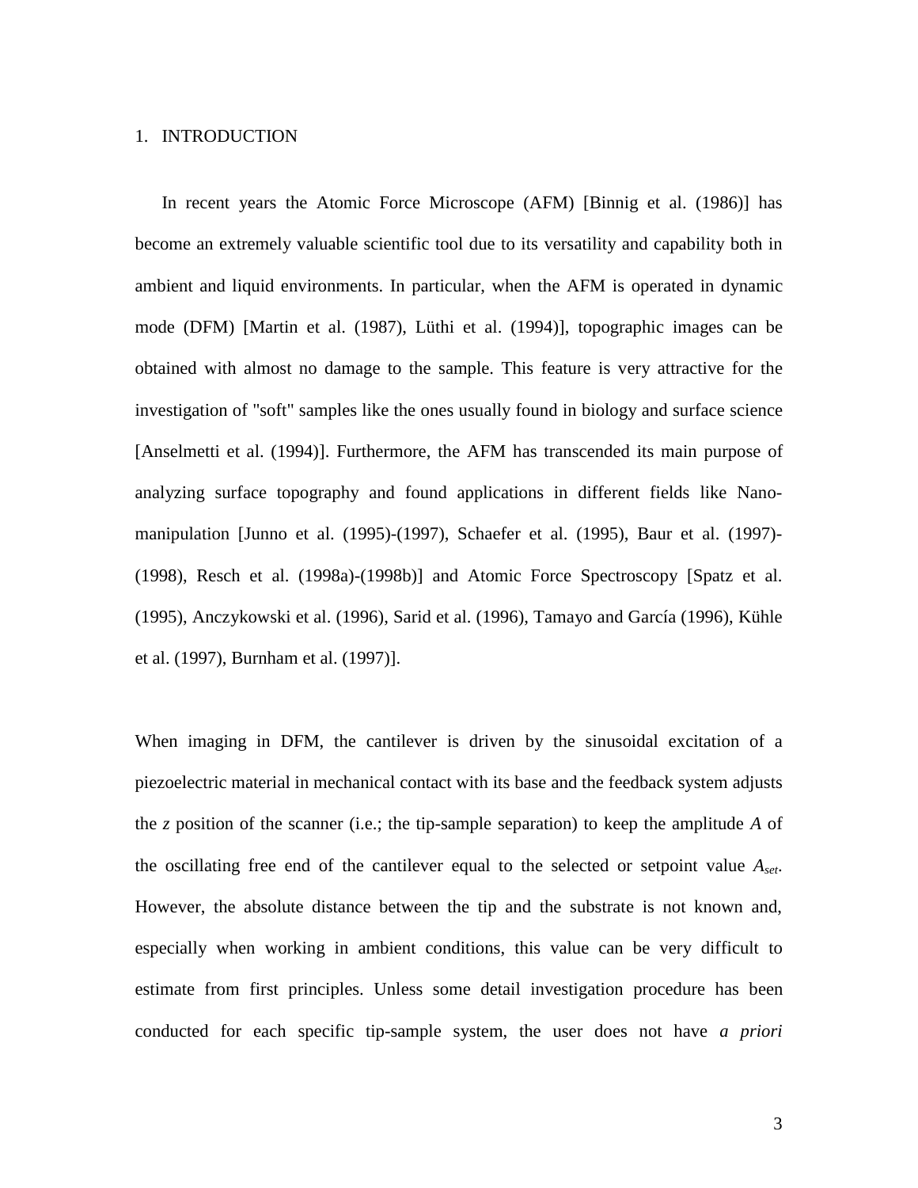## 1. INTRODUCTION

In recent years the Atomic Force Microscope (AFM) [Binnig et al. (1986)] has become an extremely valuable scientific tool due to its versatility and capability both in ambient and liquid environments. In particular, when the AFM is operated in dynamic mode (DFM) [Martin et al. (1987), Lüthi et al. (1994)], topographic images can be obtained with almost no damage to the sample. This feature is very attractive for the investigation of "soft" samples like the ones usually found in biology and surface science [Anselmetti et al. (1994)]. Furthermore, the AFM has transcended its main purpose of analyzing surface topography and found applications in different fields like Nano-manipulation [Junno et al. (1995)-(1997), Schaefer et al. (1995), Baur et al. (1997)-(1998), Resch et al. (1998a)-(1998b)] and Atomic Force Spectroscopy [Spatz et al. (1995), Anczykowski et al. (1996), Sarid et al. (1996), Tamayo and García (1996), Kühle et al. (1997), Burnham et al. (1997)].

When imaging in DFM, the cantilever is driven by the sinusoidal excitation of a piezoelectric material in mechanical contact with its base and the feedback system adjusts the $z$ position of the scanner (i.e.; the tip-sample separation) to keep the amplitude $A$ of the oscillating free end of the cantilever equal to the selected or setpoint value $A_{set}$. However, the absolute distance between the tip and the substrate is not known and, especially when working in ambient conditions, this value can be very difficult to estimate from first principles. Unless some detail investigation procedure has been conducted for each specific tip-sample system, the user does not have *a priori*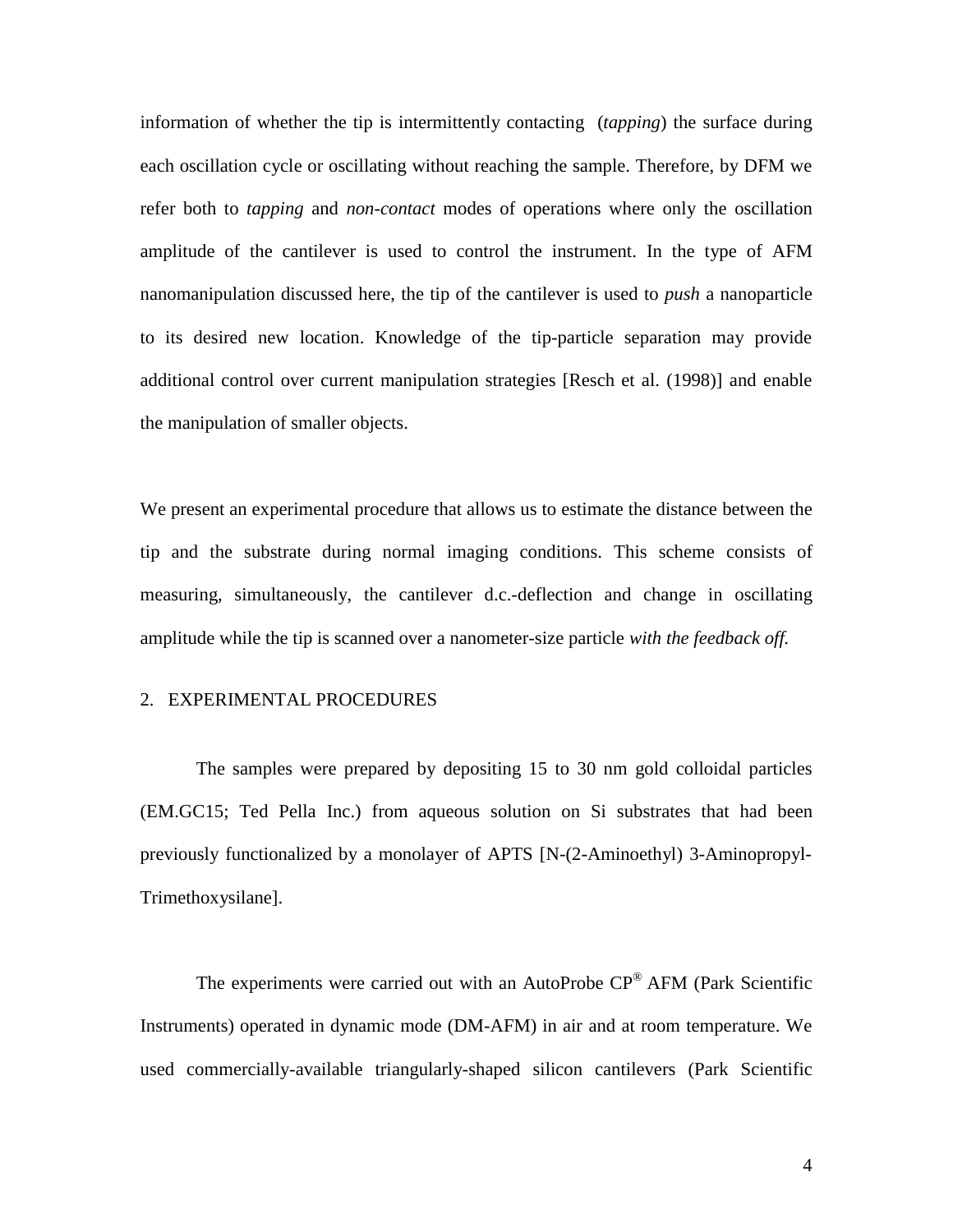information of whether the tip is intermittently contacting (*tapping*) the surface during each oscillation cycle or oscillating without reaching the sample. Therefore, by DFM we refer both to *tapping* and *non-contact* modes of operations where only the oscillation amplitude of the cantilever is used to control the instrument. In the type of AFM nanomanipulation discussed here, the tip of the cantilever is used to *push* a nanoparticle to its desired new location. Knowledge of the tip-particle separation may provide additional control over current manipulation strategies [Resch et al. (1998)] and enable the manipulation of smaller objects.

We present an experimental procedure that allows us to estimate the distance between the tip and the substrate during normal imaging conditions. This scheme consists of measuring, simultaneously, the cantilever d.c.-deflection and change in oscillating amplitude while the tip is scanned over a nanometer-size particle *with the feedback off.*

## 2. EXPERIMENTAL PROCEDURES

The samples were prepared by depositing 15 to 30 nm gold colloidal particles (EM.GC15; Ted Pella Inc.) from aqueous solution on Si substrates that had been previously functionalized by a monolayer of APTS [N-(2-Aminoethyl) 3-Aminopropyl-Trimethoxysilane].

The experiments were carried out with an AutoProbe CP® AFM (Park Scientific Instruments) operated in dynamic mode (DM-AFM) in air and at room temperature. We used commercially-available triangularly-shaped silicon cantilevers (Park Scientific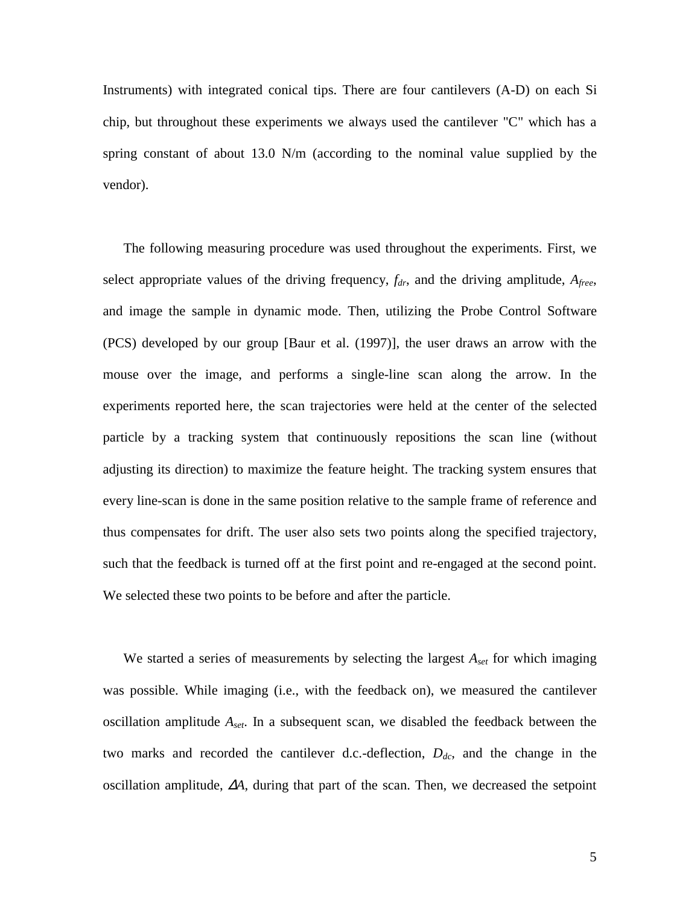Instruments) with integrated conical tips. There are four cantilevers (A-D) on each Si chip, but throughout these experiments we always used the cantilever "C" which has a spring constant of about 13.0 N/m (according to the nominal value supplied by the vendor).

The following measuring procedure was used throughout the experiments. First, we select appropriate values of the driving frequency, $f_{dr}$, and the driving amplitude, $A_{free}$, and image the sample in dynamic mode. Then, utilizing the Probe Control Software (PCS) developed by our group [Baur et al. (1997)], the user draws an arrow with the mouse over the image, and performs a single-line scan along the arrow. In the experiments reported here, the scan trajectories were held at the center of the selected particle by a tracking system that continuously repositions the scan line (without adjusting its direction) to maximize the feature height. The tracking system ensures that every line-scan is done in the same position relative to the sample frame of reference and thus compensates for drift. The user also sets two points along the specified trajectory, such that the feedback is turned off at the first point and re-engaged at the second point. We selected these two points to be before and after the particle.

We started a series of measurements by selecting the largest $A_{set}$ for which imaging was possible. While imaging (i.e., with the feedback on), we measured the cantilever oscillation amplitude $A_{set}$. In a subsequent scan, we disabled the feedback between the two marks and recorded the cantilever d.c.-deflection, $D_{dc}$, and the change in the oscillation amplitude, $\Delta A$, during that part of the scan. Then, we decreased the setpoint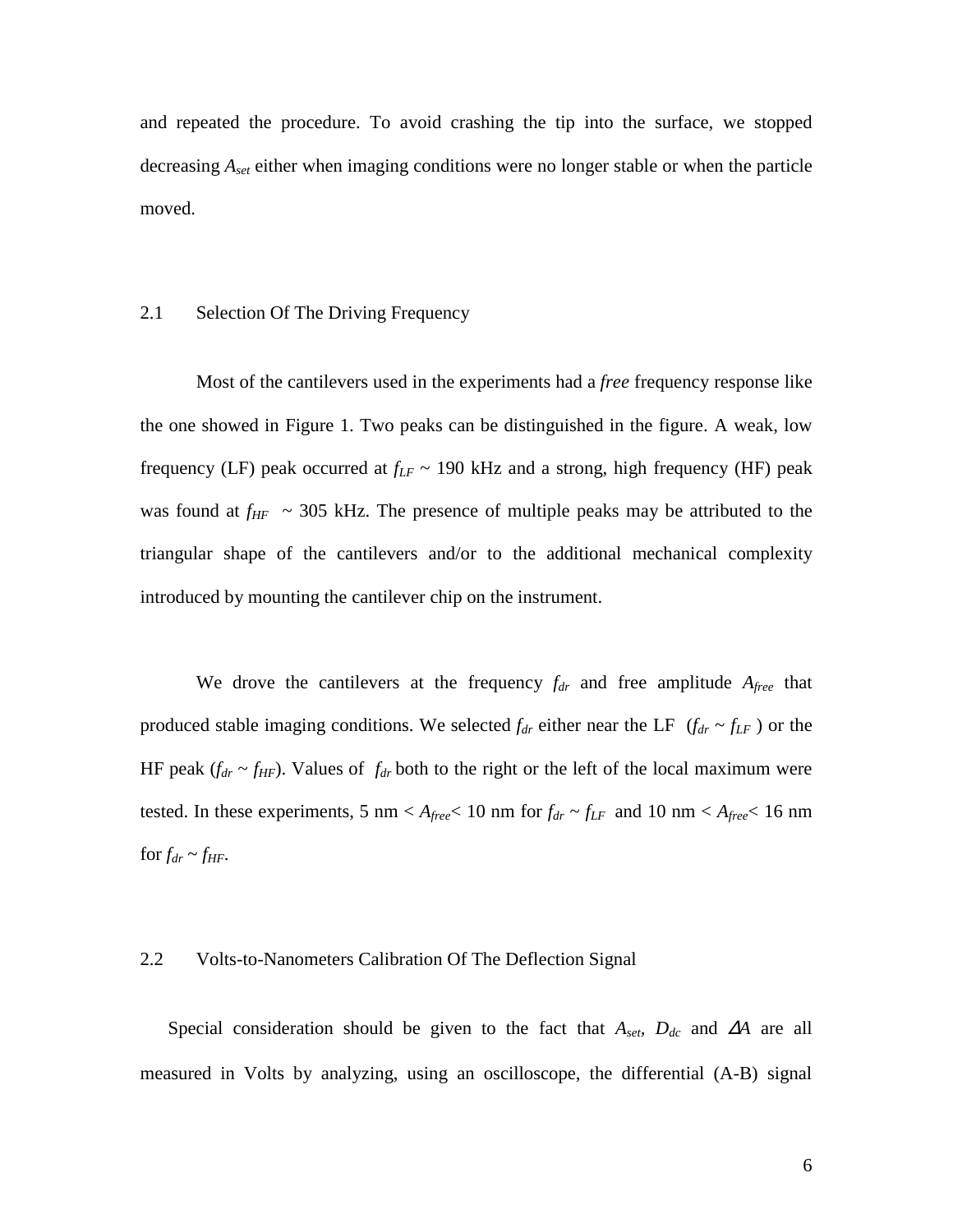and repeated the procedure. To avoid crashing the tip into the surface, we stopped decreasing $A_{set}$ either when imaging conditions were no longer stable or when the particle moved.

## 2.1 Selection Of The Driving Frequency

Most of the cantilevers used in the experiments had a *free* frequency response like the one showed in Figure 1. Two peaks can be distinguished in the figure. A weak, low frequency (LF) peak occurred at $f_{LF}$ ~ 190 kHz and a strong, high frequency (HF) peak was found at $f_{HF}$ ~ 305 kHz. The presence of multiple peaks may be attributed to the triangular shape of the cantilevers and/or to the additional mechanical complexity introduced by mounting the cantilever chip on the instrument.

We drove the cantilevers at the frequency $f_{dr}$ and free amplitude $A_{free}$ that produced stable imaging conditions. We selected $f_{dr}$ either near the LF ($f_{dr} \sim f_{LF}$) or the HF peak ($f_{dr} \sim f_{HF}$). Values of $f_{dr}$ both to the right or the left of the local maximum were tested. In these experiments, 5 nm < $A_{free}$< 10 nm for $f_{dr} \sim f_{LF}$ and 10 nm < $A_{free}$< 16 nm for $f_{dr} \sim f_{HF}$.

## 2.2 Volts-to-Nanometers Calibration Of The Deflection Signal

Special consideration should be given to the fact that $A_{set}$, $D_{dc}$ and $\Delta A$ are all measured in Volts by analyzing, using an oscilloscope, the differential (A-B) signal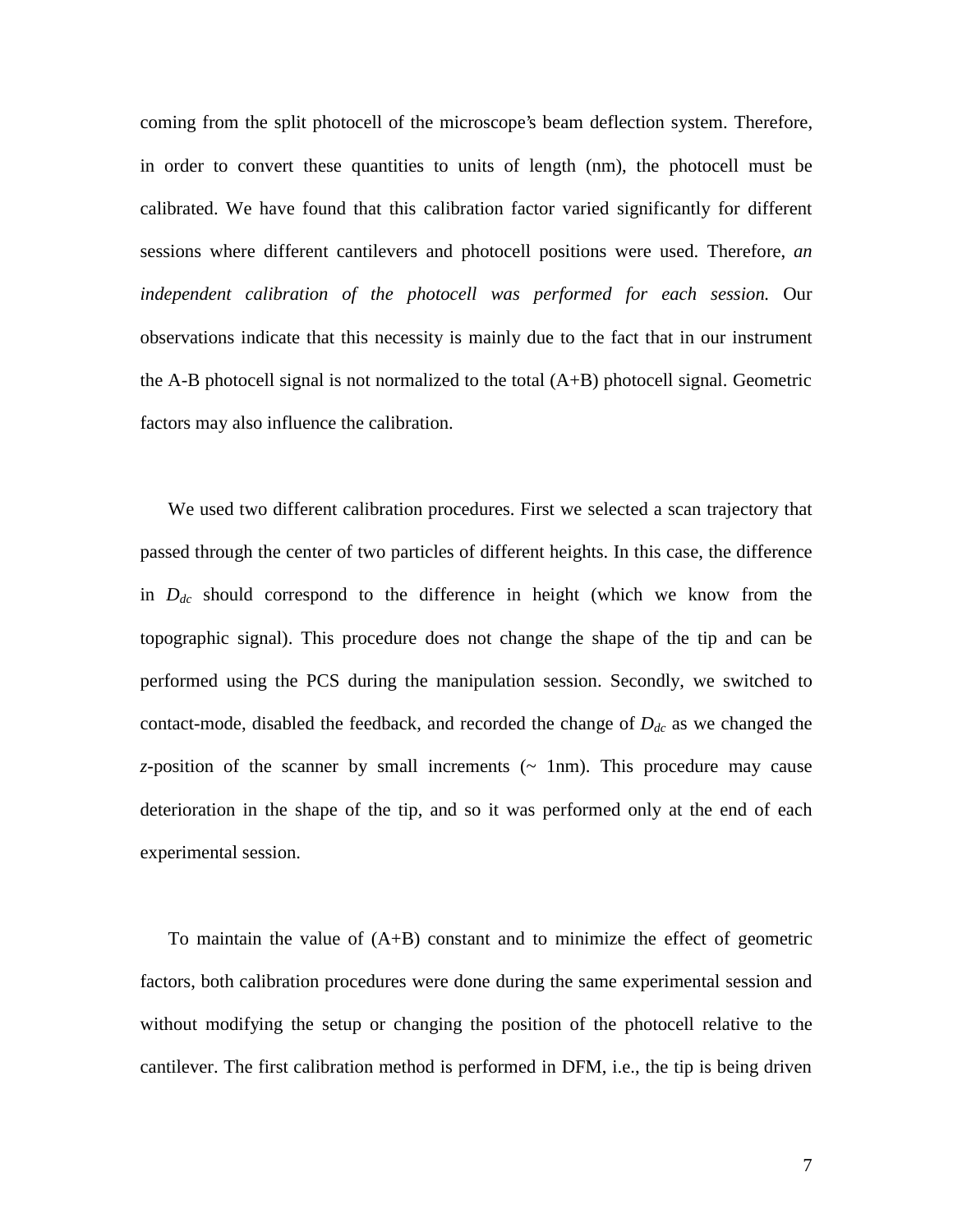coming from the split photocell of the microscope's beam deflection system. Therefore, in order to convert these quantities to units of length (nm), the photocell must be calibrated. We have found that this calibration factor varied significantly for different sessions where different cantilevers and photocell positions were used. Therefore, *an independent calibration of the photocell was performed for each session.* Our observations indicate that this necessity is mainly due to the fact that in our instrument the A-B photocell signal is not normalized to the total (A+B) photocell signal. Geometric factors may also influence the calibration.

We used two different calibration procedures. First we selected a scan trajectory that passed through the center of two particles of different heights. In this case, the difference in $D_{dc}$ should correspond to the difference in height (which we know from the topographic signal). This procedure does not change the shape of the tip and can be performed using the PCS during the manipulation session. Secondly, we switched to contact-mode, disabled the feedback, and recorded the change of $D_{dc}$ as we changed the $z$-position of the scanner by small increments (~ 1nm). This procedure may cause deterioration in the shape of the tip, and so it was performed only at the end of each experimental session.

To maintain the value of (A+B) constant and to minimize the effect of geometric factors, both calibration procedures were done during the same experimental session and without modifying the setup or changing the position of the photocell relative to the cantilever. The first calibration method is performed in DFM, i.e., the tip is being driven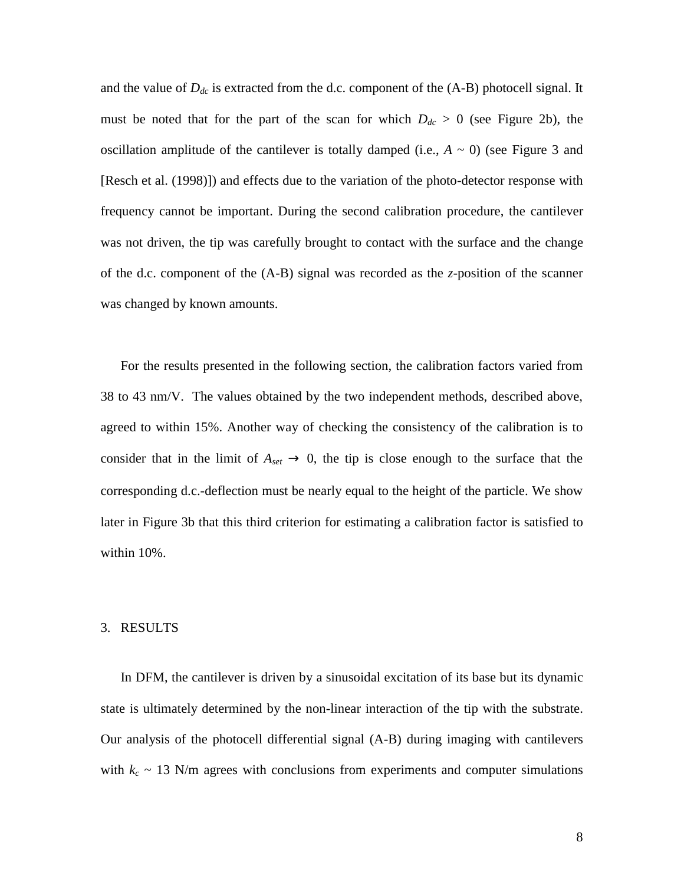and the value of $D_{dc}$ is extracted from the d.c. component of the (A-B) photocell signal. It must be noted that for the part of the scan for which $D_{dc} > 0$ (see Figure 2b), the oscillation amplitude of the cantilever is totally damped (i.e., $A \sim 0$) (see Figure 3 and [Resch et al. (1998)]) and effects due to the variation of the photo-detector response with frequency cannot be important. During the second calibration procedure, the cantilever was not driven, the tip was carefully brought to contact with the surface and the change of the d.c. component of the (A-B) signal was recorded as the *z*-position of the scanner was changed by known amounts.

For the results presented in the following section, the calibration factors varied from 38 to 43 nm/V. The values obtained by the two independent methods, described above, agreed to within 15%. Another way of checking the consistency of the calibration is to consider that in the limit of $A_{set} \rightarrow 0$, the tip is close enough to the surface that the corresponding d.c.-deflection must be nearly equal to the height of the particle. We show later in Figure 3b that this third criterion for estimating a calibration factor is satisfied to within 10%.

## 3. RESULTS

In DFM, the cantilever is driven by a sinusoidal excitation of its base but its dynamic state is ultimately determined by the non-linear interaction of the tip with the substrate. Our analysis of the photocell differential signal (A-B) during imaging with cantilevers with $k_c \sim 13$ N/m agrees with conclusions from experiments and computer simulations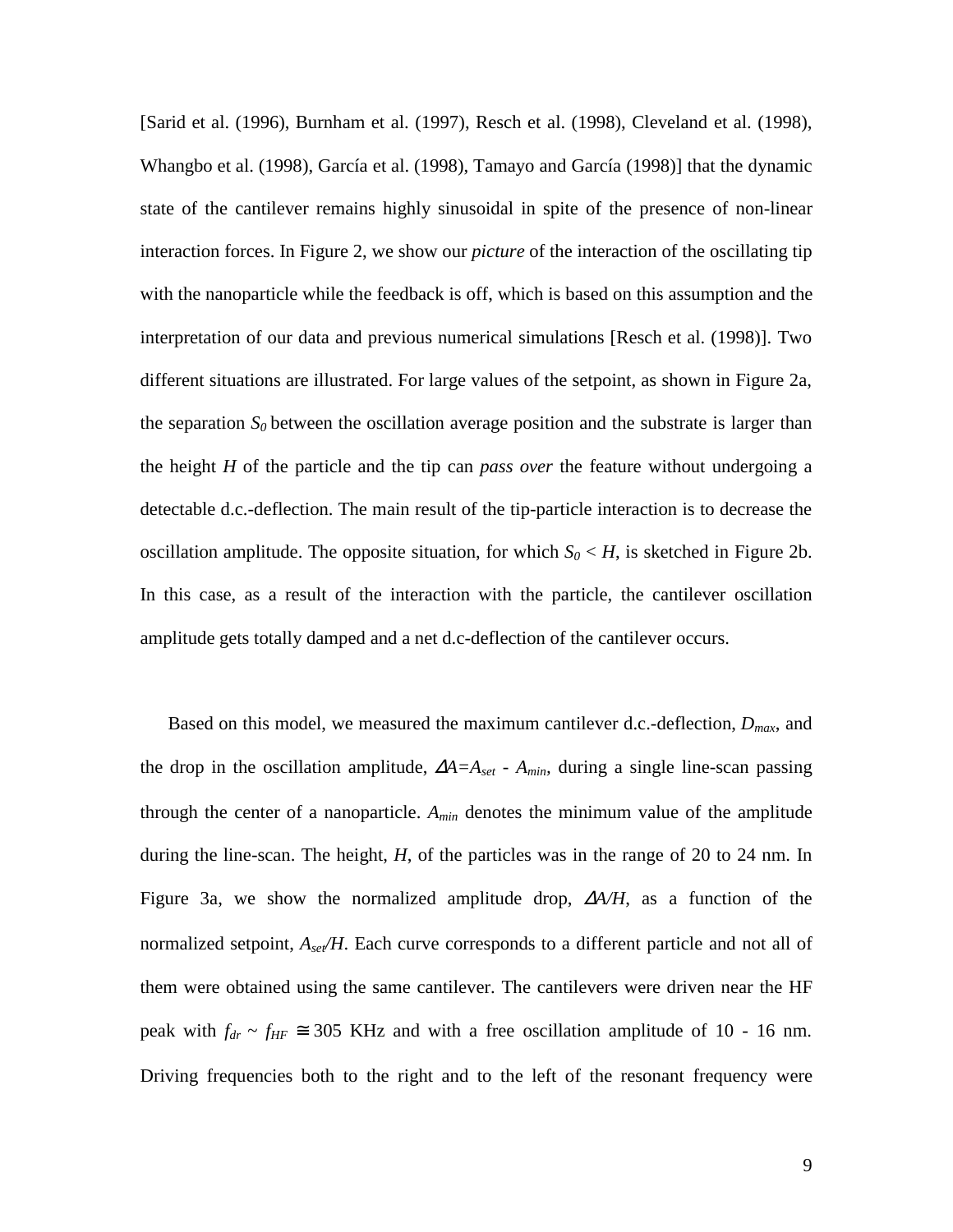[Sarid et al. (1996), Burnham et al. (1997), Resch et al. (1998), Cleveland et al. (1998), Whangbo et al. (1998), García et al. (1998), Tamayo and García (1998)] that the dynamic state of the cantilever remains highly sinusoidal in spite of the presence of non-linear interaction forces. In Figure 2, we show our *picture* of the interaction of the oscillating tip with the nanoparticle while the feedback is off, which is based on this assumption and the interpretation of our data and previous numerical simulations [Resch et al. (1998)]. Two different situations are illustrated. For large values of the setpoint, as shown in Figure 2a, the separation $S_0$ between the oscillation average position and the substrate is larger than the height $H$ of the particle and the tip can *pass over* the feature without undergoing a detectable d.c.-deflection. The main result of the tip-particle interaction is to decrease the oscillation amplitude. The opposite situation, for which $S_0 < H$, is sketched in Figure 2b. In this case, as a result of the interaction with the particle, the cantilever oscillation amplitude gets totally damped and a net d.c-deflection of the cantilever occurs.

Based on this model, we measured the maximum cantilever d.c.-deflection, $D_{max}$, and the drop in the oscillation amplitude, $\Delta A = A_{set} - A_{min}$, during a single line-scan passing through the center of a nanoparticle. $A_{min}$ denotes the minimum value of the amplitude during the line-scan. The height, $H$, of the particles was in the range of 20 to 24 nm. In Figure 3a, we show the normalized amplitude drop, $\Delta A/H$, as a function of the normalized setpoint, $A_{set}/H$. Each curve corresponds to a different particle and not all of them were obtained using the same cantilever. The cantilevers were driven near the HF peak with $f_{dr} \sim f_{HF} \cong 305$ KHz and with a free oscillation amplitude of 10 - 16 nm. Driving frequencies both to the right and to the left of the resonant frequency were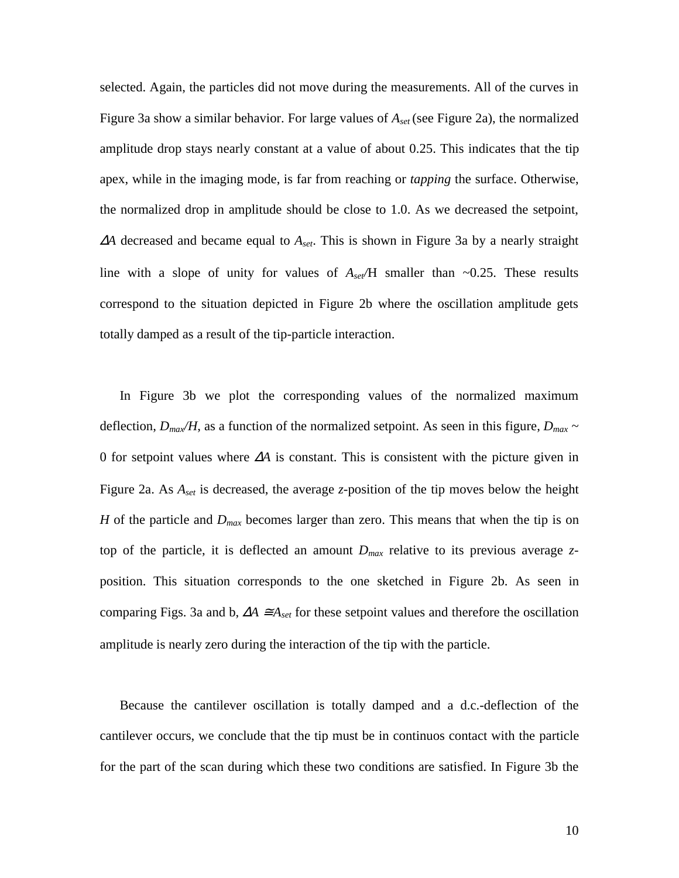selected. Again, the particles did not move during the measurements. All of the curves in Figure 3a show a similar behavior. For large values of $A_{set}$ (see Figure 2a), the normalized amplitude drop stays nearly constant at a value of about 0.25. This indicates that the tip apex, while in the imaging mode, is far from reaching or *tapping* the surface. Otherwise, the normalized drop in amplitude should be close to 1.0. As we decreased the setpoint, $\Delta A$ decreased and became equal to $A_{set}$. This is shown in Figure 3a by a nearly straight line with a slope of unity for values of $A_{set}$/H smaller than ~0.25. These results correspond to the situation depicted in Figure 2b where the oscillation amplitude gets totally damped as a result of the tip-particle interaction.

In Figure 3b we plot the corresponding values of the normalized maximum deflection, $D_{max}/H$, as a function of the normalized setpoint. As seen in this figure, $D_{max}$ ~ 0 for setpoint values where $\Delta A$ is constant. This is consistent with the picture given in Figure 2a. As $A_{set}$ is decreased, the average *z*-position of the tip moves below the height *H* of the particle and $D_{max}$ becomes larger than zero. This means that when the tip is on top of the particle, it is deflected an amount $D_{max}$ relative to its previous average *z*-position. This situation corresponds to the one sketched in Figure 2b. As seen in comparing Figs. 3a and b, $\Delta A \cong A_{set}$ for these setpoint values and therefore the oscillation amplitude is nearly zero during the interaction of the tip with the particle.

Because the cantilever oscillation is totally damped and a d.c.-deflection of the cantilever occurs, we conclude that the tip must be in continuos contact with the particle for the part of the scan during which these two conditions are satisfied. In Figure 3b the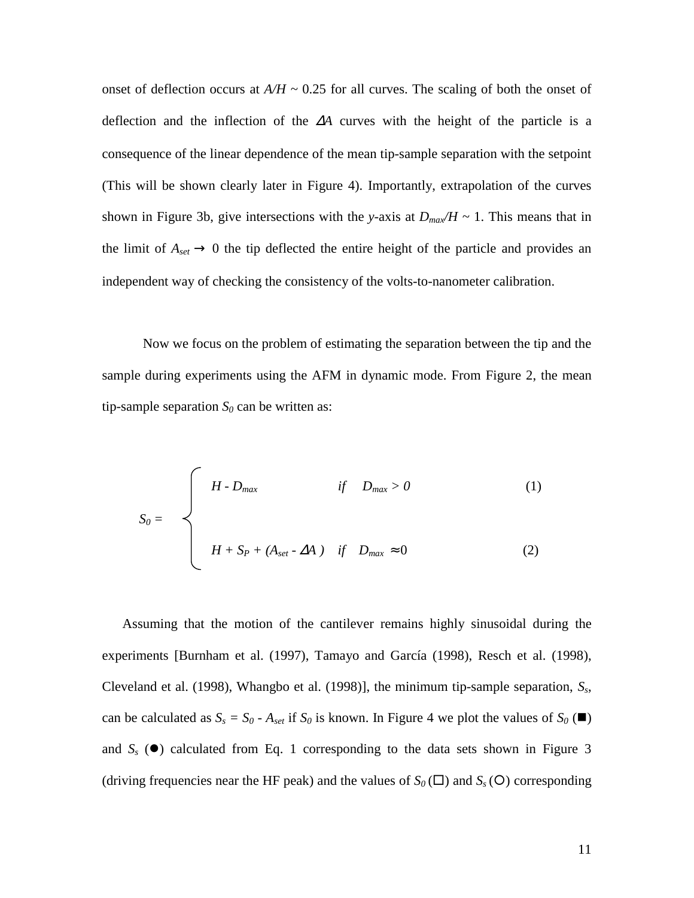onset of deflection occurs at $A/H$ ~ 0.25 for all curves. The scaling of both the onset of deflection and the inflection of the $\Delta A$ curves with the height of the particle is a consequence of the linear dependence of the mean tip-sample separation with the setpoint (This will be shown clearly later in Figure 4). Importantly, extrapolation of the curves shown in Figure 3b, give intersections with the $y$-axis at $D_{max}/H$ ~ 1. This means that in the limit of $A_{set} \rightarrow 0$ the tip deflected the entire height of the particle and provides an independent way of checking the consistency of the volts-to-nanometer calibration.

Now we focus on the problem of estimating the separation between the tip and the sample during experiments using the AFM in dynamic mode. From Figure 2, the mean tip-sample separation $S_0$ can be written as:

$$
S_0 = \begin{cases} H - D_{max} & \text{if} \quad D_{max} > 0 \qquad (1) \\ \\ H + S_P + (A_{set} - \Delta A) & \text{if} \quad D_{max} \approx 0 \qquad (2) \end{cases}
$$

Assuming that the motion of the cantilever remains highly sinusoidal during the experiments [Burnham et al. (1997), Tamayo and García (1998), Resch et al. (1998), Cleveland et al. (1998), Whangbo et al. (1998)], the minimum tip-sample separation, $S_s$, can be calculated as $S_s = S_0 - A_{set}$ if $S_0$ is known. In Figure 4 we plot the values of $S_0$ (■) and $S_s$ (●) calculated from Eq. 1 corresponding to the data sets shown in Figure 3 (driving frequencies near the HF peak) and the values of $S_0$ (□) and $S_s$ (○) corresponding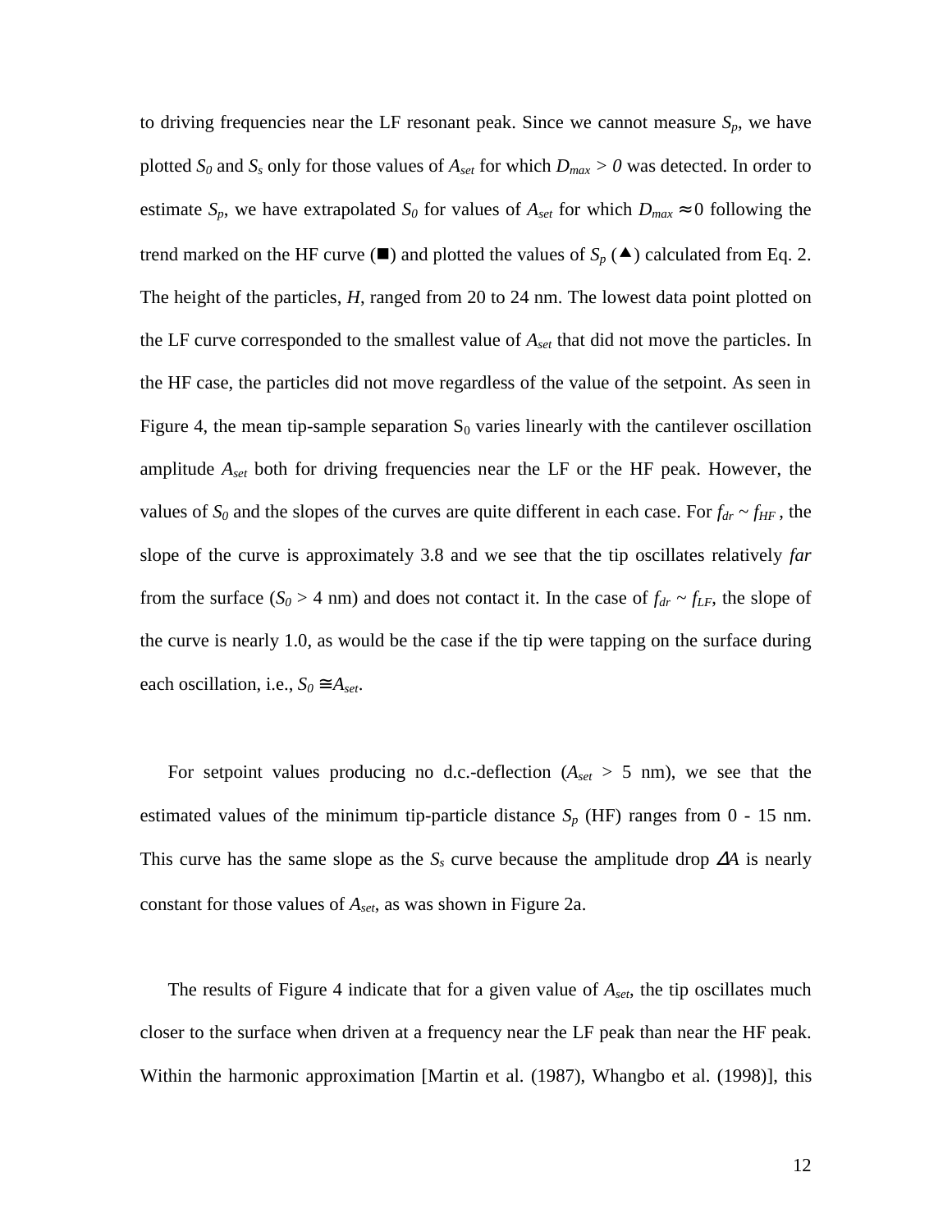to driving frequencies near the LF resonant peak. Since we cannot measure $S_p$, we have plotted $S_0$ and $S_s$ only for those values of $A_{set}$ for which $D_{max} > 0$ was detected. In order to estimate $S_p$, we have extrapolated $S_0$ for values of $A_{set}$ for which $D_{max} \approx 0$ following the trend marked on the HF curve (■) and plotted the values of $S_p$ (▲) calculated from Eq. 2. The height of the particles, $H$, ranged from 20 to 24 nm. The lowest data point plotted on the LF curve corresponded to the smallest value of $A_{set}$ that did not move the particles. In the HF case, the particles did not move regardless of the value of the setpoint. As seen in Figure 4, the mean tip-sample separation $S_0$ varies linearly with the cantilever oscillation amplitude $A_{set}$ both for driving frequencies near the LF or the HF peak. However, the values of $S_0$ and the slopes of the curves are quite different in each case. For $f_{dr} \sim f_{HF}$, the slope of the curve is approximately 3.8 and we see that the tip oscillates relatively *far* from the surface ($S_0 > 4$ nm) and does not contact it. In the case of $f_{dr} \sim f_{LF}$, the slope of the curve is nearly 1.0, as would be the case if the tip were tapping on the surface during each oscillation, i.e., $S_0 \cong A_{set}$.

For setpoint values producing no d.c.-deflection ($A_{set} > 5$ nm), we see that the estimated values of the minimum tip-particle distance $S_p$ (HF) ranges from 0 - 15 nm. This curve has the same slope as the $S_s$ curve because the amplitude drop $\Delta A$ is nearly constant for those values of $A_{set}$, as was shown in Figure 2a.

The results of Figure 4 indicate that for a given value of $A_{set}$, the tip oscillates much closer to the surface when driven at a frequency near the LF peak than near the HF peak. Within the harmonic approximation [Martin et al. (1987), Whangbo et al. (1998)], this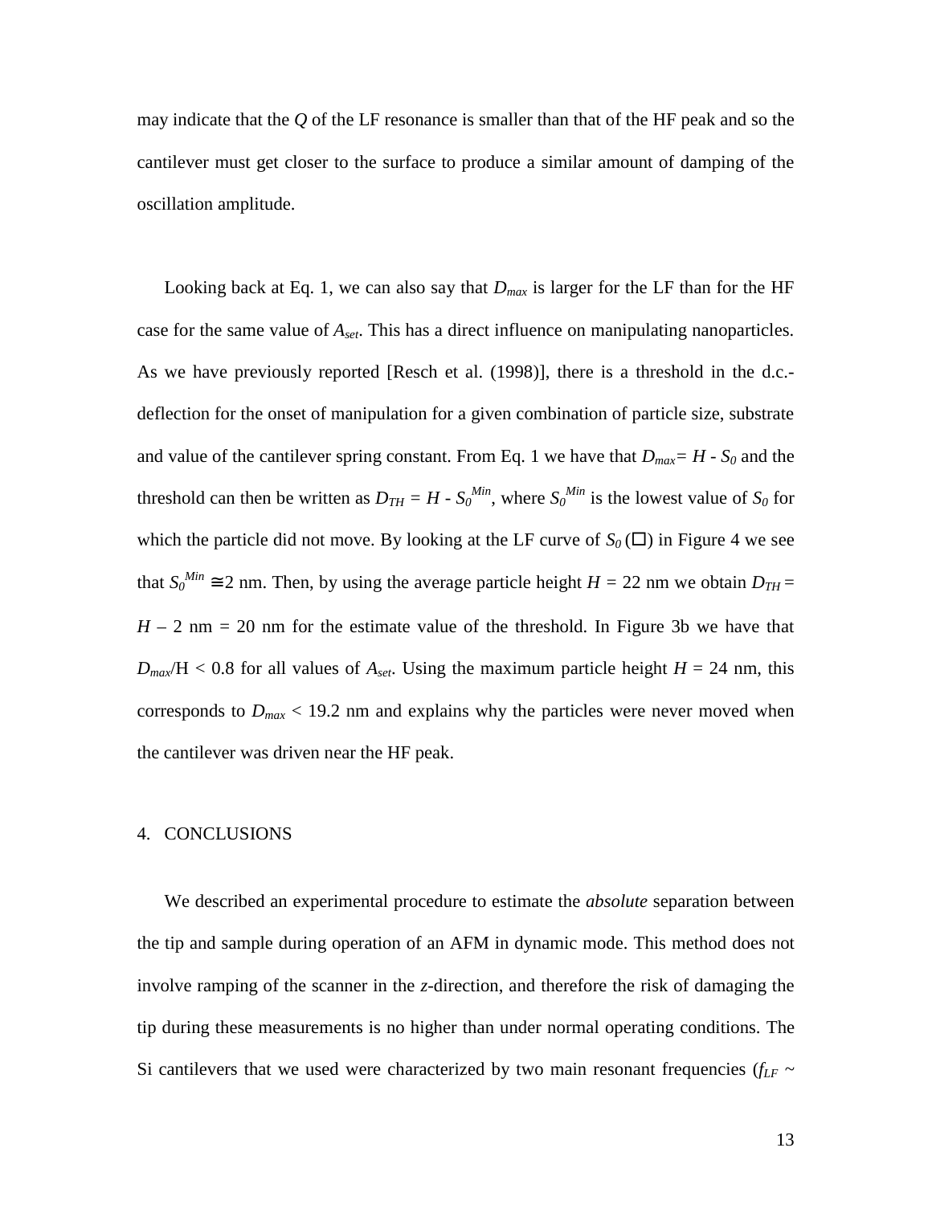may indicate that the $Q$ of the LF resonance is smaller than that of the HF peak and so the cantilever must get closer to the surface to produce a similar amount of damping of the oscillation amplitude.

Looking back at Eq. 1, we can also say that $D_{max}$ is larger for the LF than for the HF case for the same value of $A_{set}$. This has a direct influence on manipulating nanoparticles. As we have previously reported [Resch et al. (1998)], there is a threshold in the d.c.-deflection for the onset of manipulation for a given combination of particle size, substrate and value of the cantilever spring constant. From Eq. 1 we have that $D_{max} = H - S_0$ and the threshold can then be written as $D_{TH} = H - S_0^{Min}$, where $S_0^{Min}$ is the lowest value of $S_0$ for which the particle did not move. By looking at the LF curve of $S_0$ (□) in Figure 4 we see that $S_0^{Min} \cong 2$ nm. Then, by using the average particle height $H = 22$ nm we obtain $D_{TH} = H - 2$ nm $= 20$ nm for the estimate value of the threshold. In Figure 3b we have that $D_{max}/H < 0.8$ for all values of $A_{set}$. Using the maximum particle height $H = 24$ nm, this corresponds to $D_{max} < 19.2$ nm and explains why the particles were never moved when the cantilever was driven near the HF peak.

## 4. CONCLUSIONS

We described an experimental procedure to estimate the *absolute* separation between the tip and sample during operation of an AFM in dynamic mode. This method does not involve ramping of the scanner in the *z*-direction, and therefore the risk of damaging the tip during these measurements is no higher than under normal operating conditions. The Si cantilevers that we used were characterized by two main resonant frequencies ($f_{LF}$ ~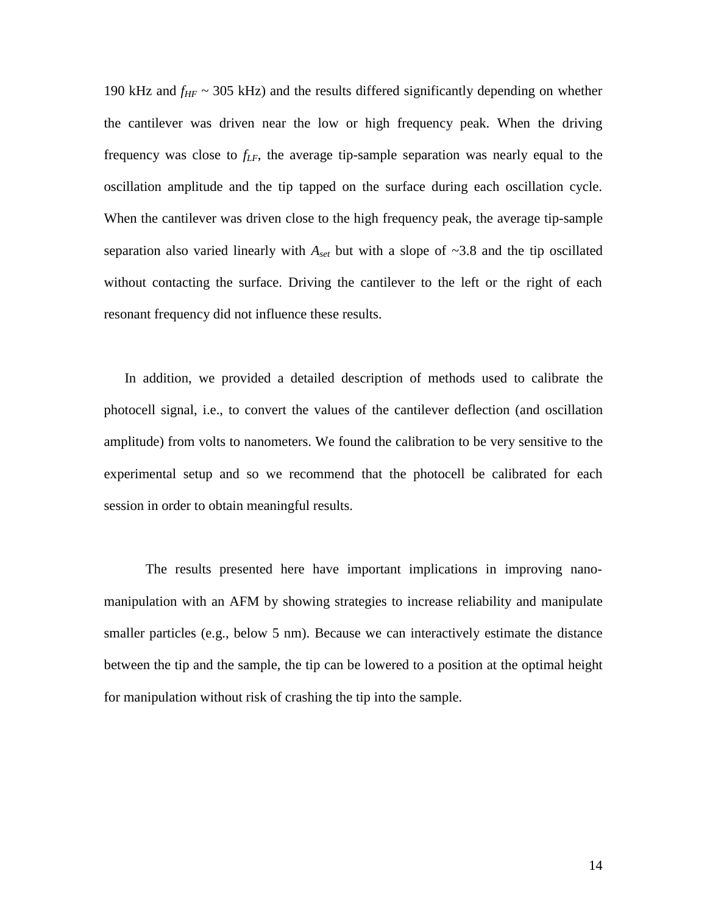190 kHz and $f_{HF}$ ~ 305 kHz) and the results differed significantly depending on whether the cantilever was driven near the low or high frequency peak. When the driving frequency was close to $f_{LF}$, the average tip-sample separation was nearly equal to the oscillation amplitude and the tip tapped on the surface during each oscillation cycle. When the cantilever was driven close to the high frequency peak, the average tip-sample separation also varied linearly with $A_{set}$ but with a slope of ~3.8 and the tip oscillated without contacting the surface. Driving the cantilever to the left or the right of each resonant frequency did not influence these results.

In addition, we provided a detailed description of methods used to calibrate the photocell signal, i.e., to convert the values of the cantilever deflection (and oscillation amplitude) from volts to nanometers. We found the calibration to be very sensitive to the experimental setup and so we recommend that the photocell be calibrated for each session in order to obtain meaningful results.

The results presented here have important implications in improving nano-manipulation with an AFM by showing strategies to increase reliability and manipulate smaller particles (e.g., below 5 nm). Because we can interactively estimate the distance between the tip and the sample, the tip can be lowered to a position at the optimal height for manipulation without risk of crashing the tip into the sample.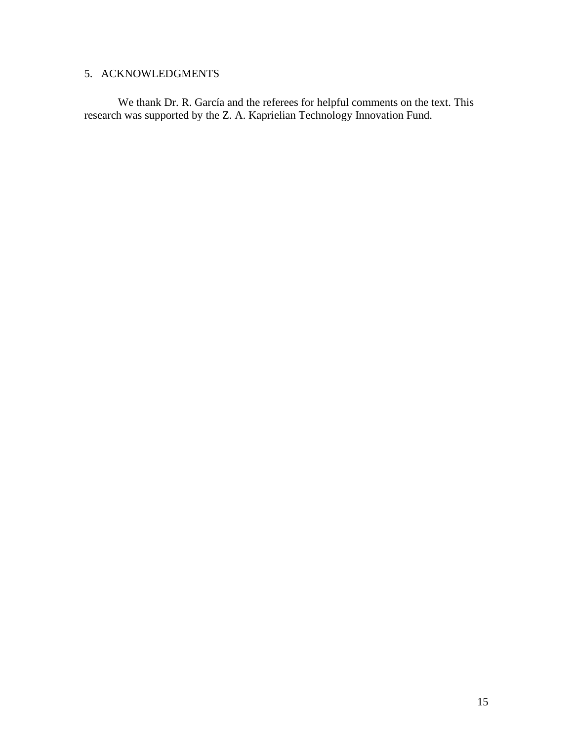## 5. ACKNOWLEDGMENTS

We thank Dr. R. García and the referees for helpful comments on the text. This research was supported by the Z. A. Kaprielian Technology Innovation Fund.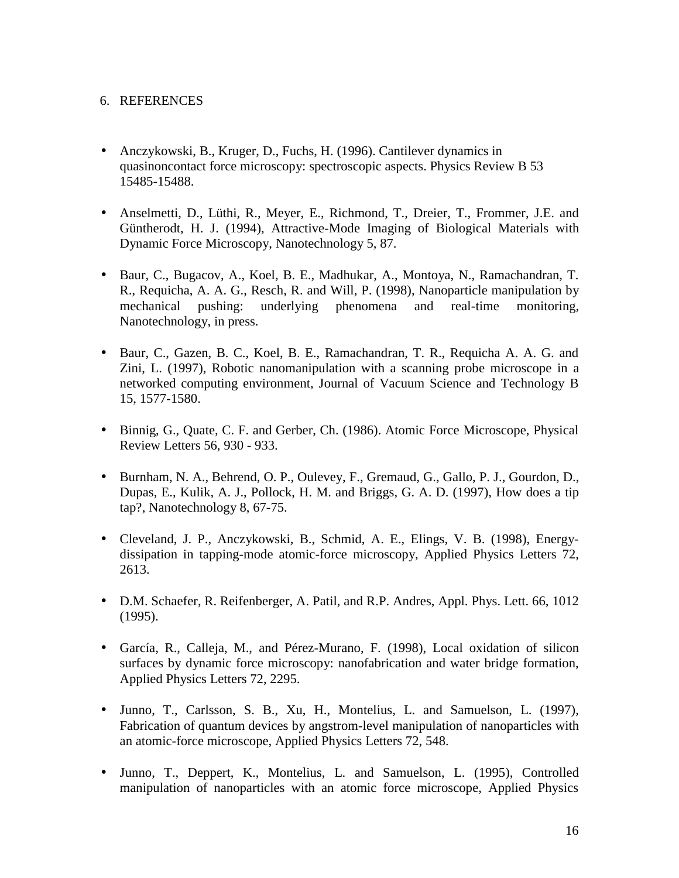## 6. REFERENCES

- Anczykowski, B., Kruger, D., Fuchs, H. (1996). Cantilever dynamics in quasinoncontact force microscopy: spectroscopic aspects. Physics Review B 53 15485-15488.

- Anselmetti, D., Lüthi, R., Meyer, E., Richmond, T., Dreier, T., Frommer, J.E. and Güntherodt, H. J. (1994), Attractive-Mode Imaging of Biological Materials with Dynamic Force Microscopy, Nanotechnology 5, 87.

- Baur, C., Bugacov, A., Koel, B. E., Madhukar, A., Montoya, N., Ramachandran, T. R., Requicha, A. A. G., Resch, R. and Will, P. (1998), Nanoparticle manipulation by mechanical pushing: underlying phenomena and real-time monitoring, Nanotechnology, in press.

- Baur, C., Gazen, B. C., Koel, B. E., Ramachandran, T. R., Requicha A. A. G. and Zini, L. (1997), Robotic nanomanipulation with a scanning probe microscope in a networked computing environment, Journal of Vacuum Science and Technology B 15, 1577-1580.

- Binnig, G., Quate, C. F. and Gerber, Ch. (1986). Atomic Force Microscope, Physical Review Letters 56, 930 - 933.

- Burnham, N. A., Behrend, O. P., Oulevey, F., Gremaud, G., Gallo, P. J., Gourdon, D., Dupas, E., Kulik, A. J., Pollock, H. M. and Briggs, G. A. D. (1997), How does a tip tap?, Nanotechnology 8, 67-75.

- Cleveland, J. P., Anczykowski, B., Schmid, A. E., Elings, V. B. (1998), Energy-dissipation in tapping-mode atomic-force microscopy, Applied Physics Letters 72, 2613.

- D.M. Schaefer, R. Reifenberger, A. Patil, and R.P. Andres, Appl. Phys. Lett. 66, 1012 (1995).

- García, R., Calleja, M., and Pérez-Murano, F. (1998), Local oxidation of silicon surfaces by dynamic force microscopy: nanofabrication and water bridge formation, Applied Physics Letters 72, 2295.

- Junno, T., Carlsson, S. B., Xu, H., Montelius, L. and Samuelson, L. (1997), Fabrication of quantum devices by angstrom-level manipulation of nanoparticles with an atomic-force microscope, Applied Physics Letters 72, 548.

- Junno, T., Deppert, K., Montelius, L. and Samuelson, L. (1995), Controlled manipulation of nanoparticles with an atomic force microscope, Applied Physics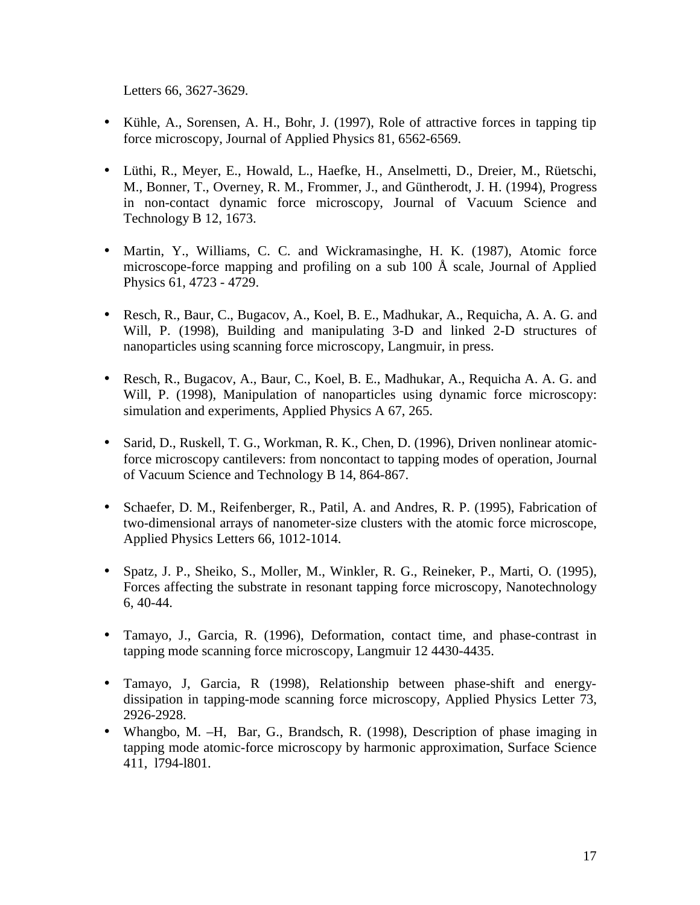Letters 66, 3627-3629.

- Kühle, A., Sorensen, A. H., Bohr, J. (1997), Role of attractive forces in tapping tip force microscopy, Journal of Applied Physics 81, 6562-6569.

- Lüthi, R., Meyer, E., Howald, L., Haefke, H., Anselmetti, D., Dreier, M., Rüetschi, M., Bonner, T., Overney, R. M., Frommer, J., and Güntherodt, J. H. (1994), Progress in non-contact dynamic force microscopy, Journal of Vacuum Science and Technology B 12, 1673.

- Martin, Y., Williams, C. C. and Wickramasinghe, H. K. (1987), Atomic force microscope-force mapping and profiling on a sub 100 Å scale, Journal of Applied Physics 61, 4723 - 4729.

- Resch, R., Baur, C., Bugacov, A., Koel, B. E., Madhukar, A., Requicha, A. A. G. and Will, P. (1998), Building and manipulating 3-D and linked 2-D structures of nanoparticles using scanning force microscopy, Langmuir, in press.

- Resch, R., Bugacov, A., Baur, C., Koel, B. E., Madhukar, A., Requicha A. A. G. and Will, P. (1998), Manipulation of nanoparticles using dynamic force microscopy: simulation and experiments, Applied Physics A 67, 265.

- Sarid, D., Ruskell, T. G., Workman, R. K., Chen, D. (1996), Driven nonlinear atomic-force microscopy cantilevers: from noncontact to tapping modes of operation, Journal of Vacuum Science and Technology B 14, 864-867.

- Schaefer, D. M., Reifenberger, R., Patil, A. and Andres, R. P. (1995), Fabrication of two-dimensional arrays of nanometer-size clusters with the atomic force microscope, Applied Physics Letters 66, 1012-1014.

- Spatz, J. P., Sheiko, S., Moller, M., Winkler, R. G., Reineker, P., Marti, O. (1995), Forces affecting the substrate in resonant tapping force microscopy, Nanotechnology 6, 40-44.

- Tamayo, J., Garcia, R. (1996), Deformation, contact time, and phase-contrast in tapping mode scanning force microscopy, Langmuir 12 4430-4435.

- Tamayo, J, Garcia, R (1998), Relationship between phase-shift and energy-dissipation in tapping-mode scanning force microscopy, Applied Physics Letter 73, 2926-2928.
- Whangbo, M. –H, Bar, G., Brandsch, R. (1998), Description of phase imaging in tapping mode atomic-force microscopy by harmonic approximation, Surface Science 411, l794-l801.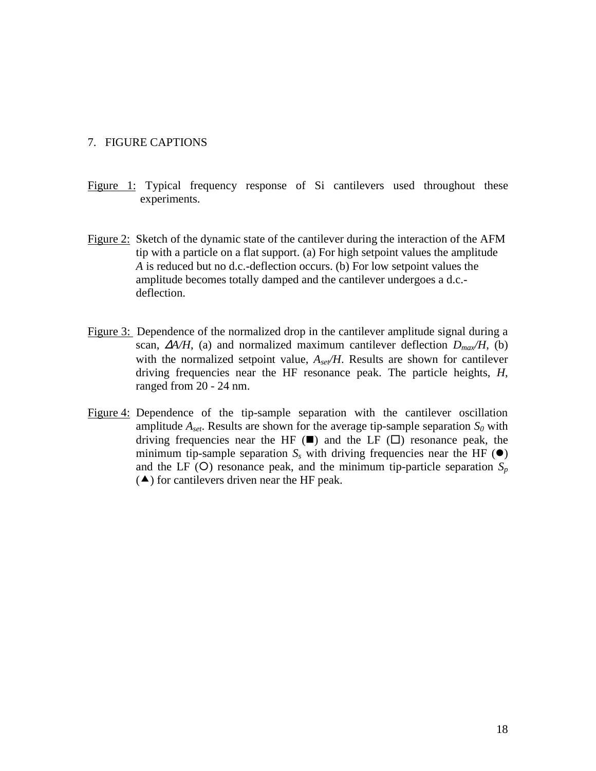## 7. FIGURE CAPTIONS

Figure 1: Typical frequency response of Si cantilevers used throughout these experiments.

Figure 2: Sketch of the dynamic state of the cantilever during the interaction of the AFM tip with a particle on a flat support. (a) For high setpoint values the amplitude $A$ is reduced but no d.c.-deflection occurs. (b) For low setpoint values the amplitude becomes totally damped and the cantilever undergoes a d.c.-deflection.

Figure 3: Dependence of the normalized drop in the cantilever amplitude signal during a scan, $\Delta A/H$, (a) and normalized maximum cantilever deflection $D_{max}/H$, (b) with the normalized setpoint value, $A_{set}/H$. Results are shown for cantilever driving frequencies near the HF resonance peak. The particle heights, $H$, ranged from 20 - 24 nm.

Figure 4: Dependence of the tip-sample separation with the cantilever oscillation amplitude $A_{set}$. Results are shown for the average tip-sample separation $S_0$ with driving frequencies near the HF (■) and the LF (□) resonance peak, the minimum tip-sample separation $S_s$ with driving frequencies near the HF (●) and the LF (○) resonance peak, and the minimum tip-particle separation $S_p$ (▲) for cantilevers driven near the HF peak.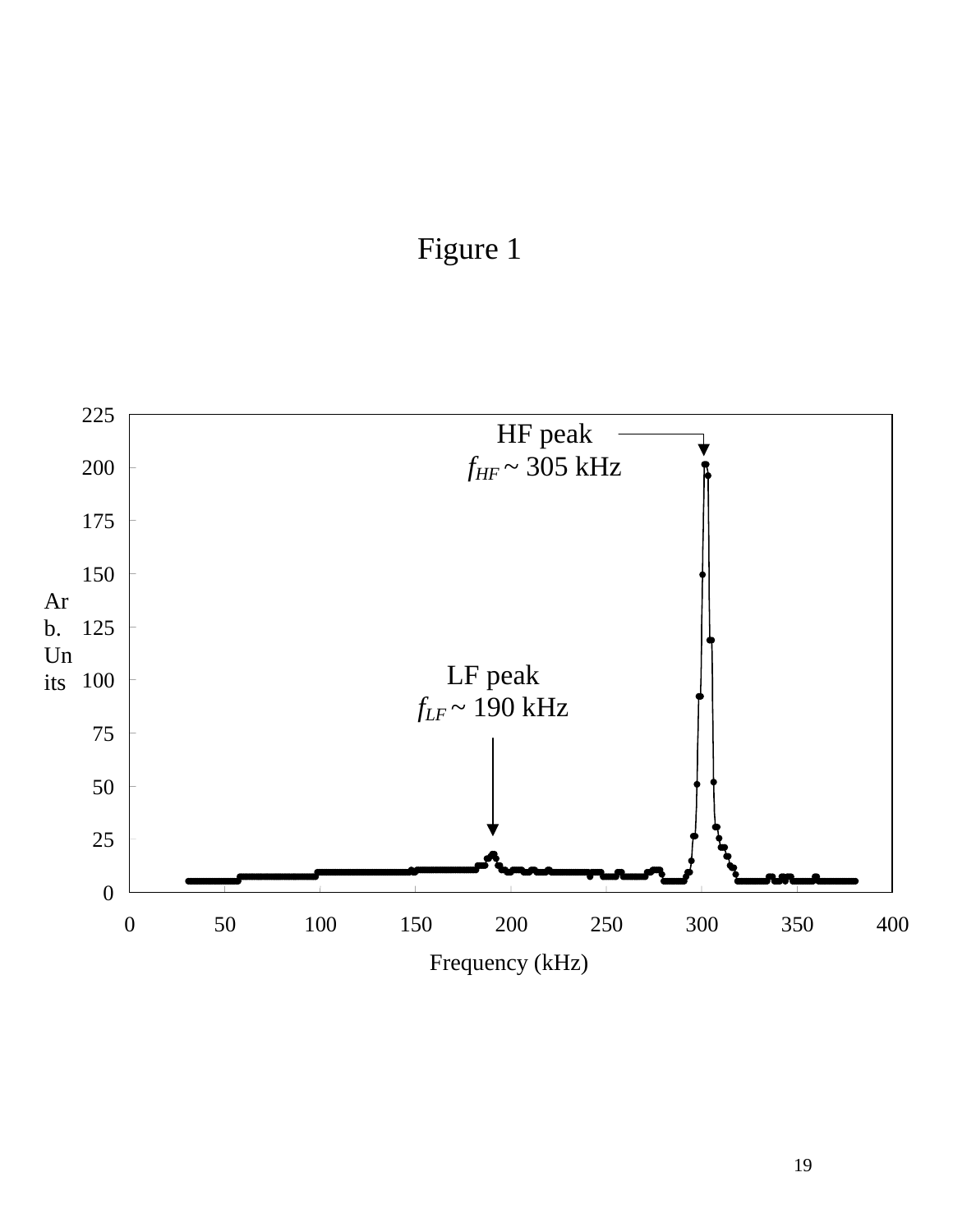# Figure 1

HF peak
$f_{HF}$ ~ 305 kHz

LF peak
$f_{LF}$ ~ 190 kHz

Arb. Units

Frequency (kHz)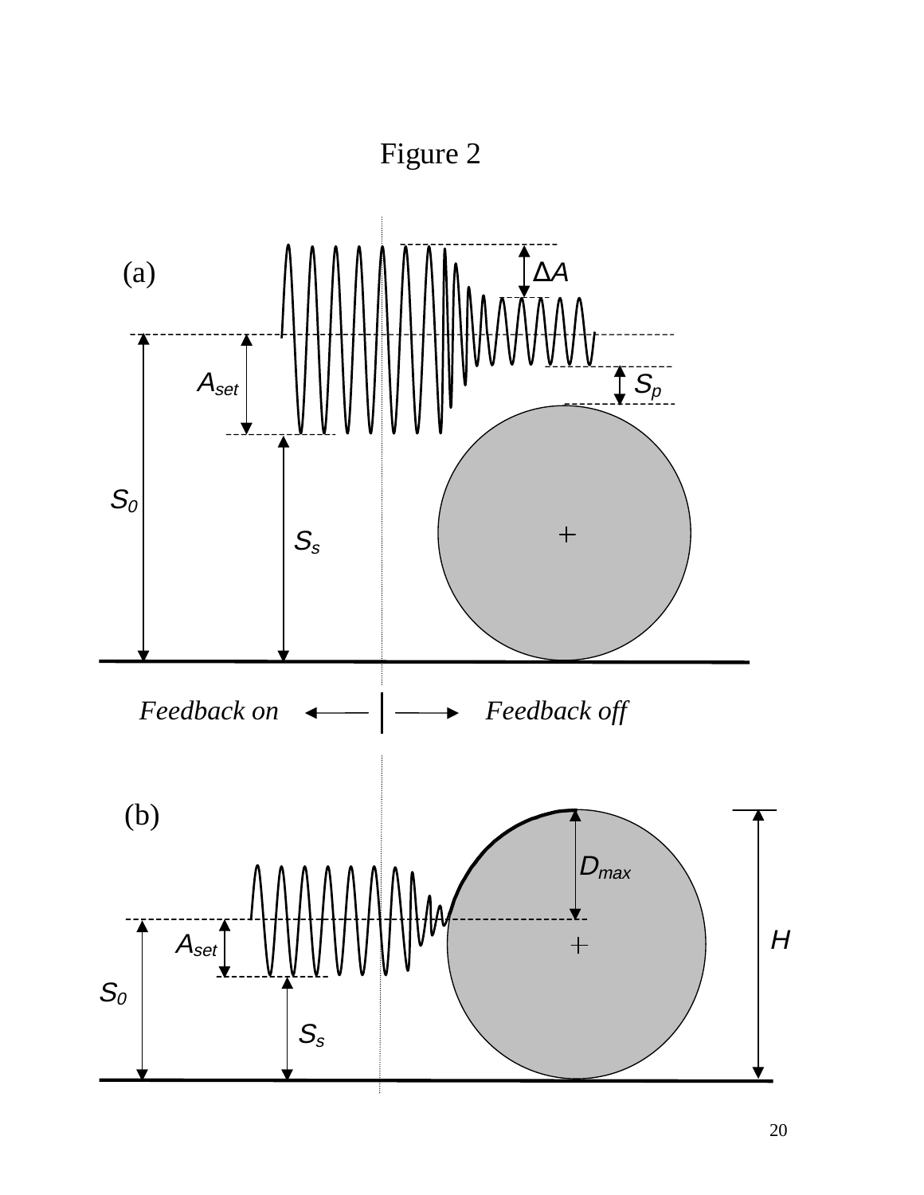Figure 2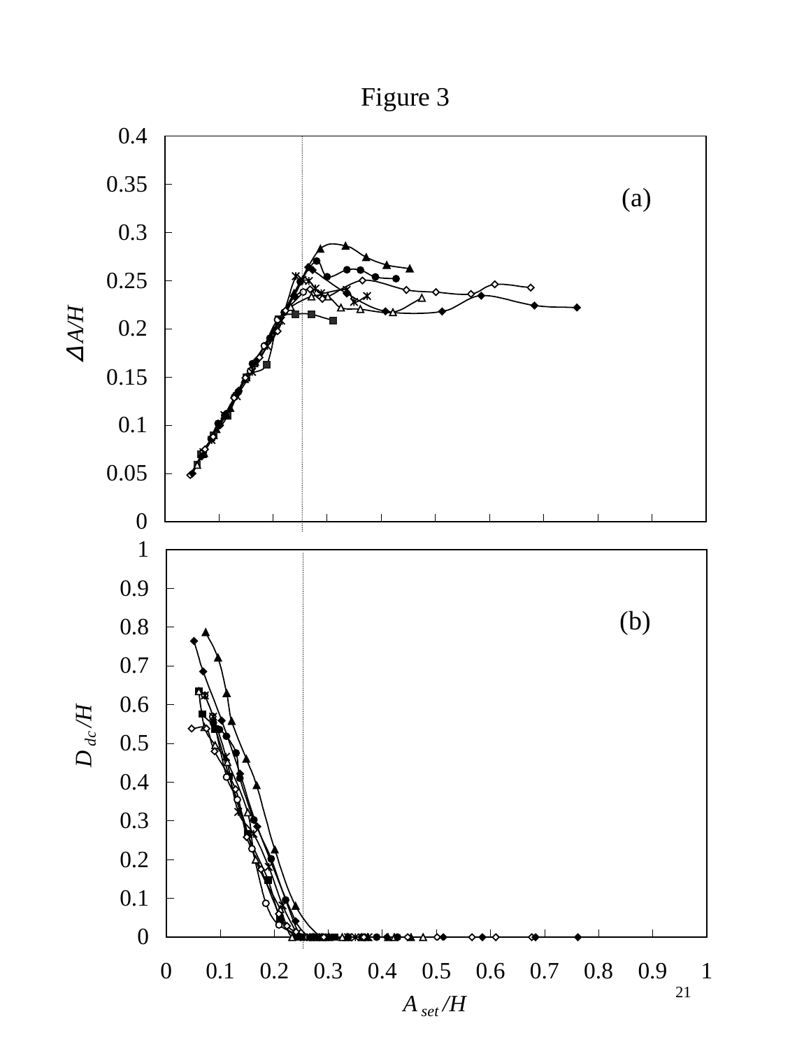# Figure 3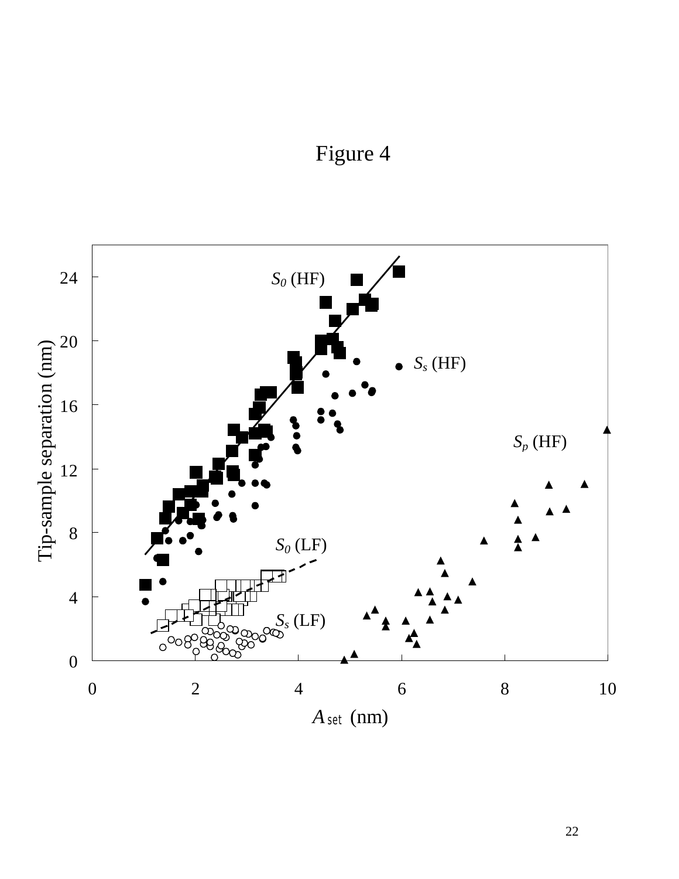Figure 4

$S_0$ (HF)

$S_s$ (HF)

$S_p$ (HF)

$S_0$ (LF)

$S_s$ (LF)

Tip-sample separation (nm)

24

20

16

12

8

4

0

0

2

4

6

8

10

$A_{set}$ (nm)